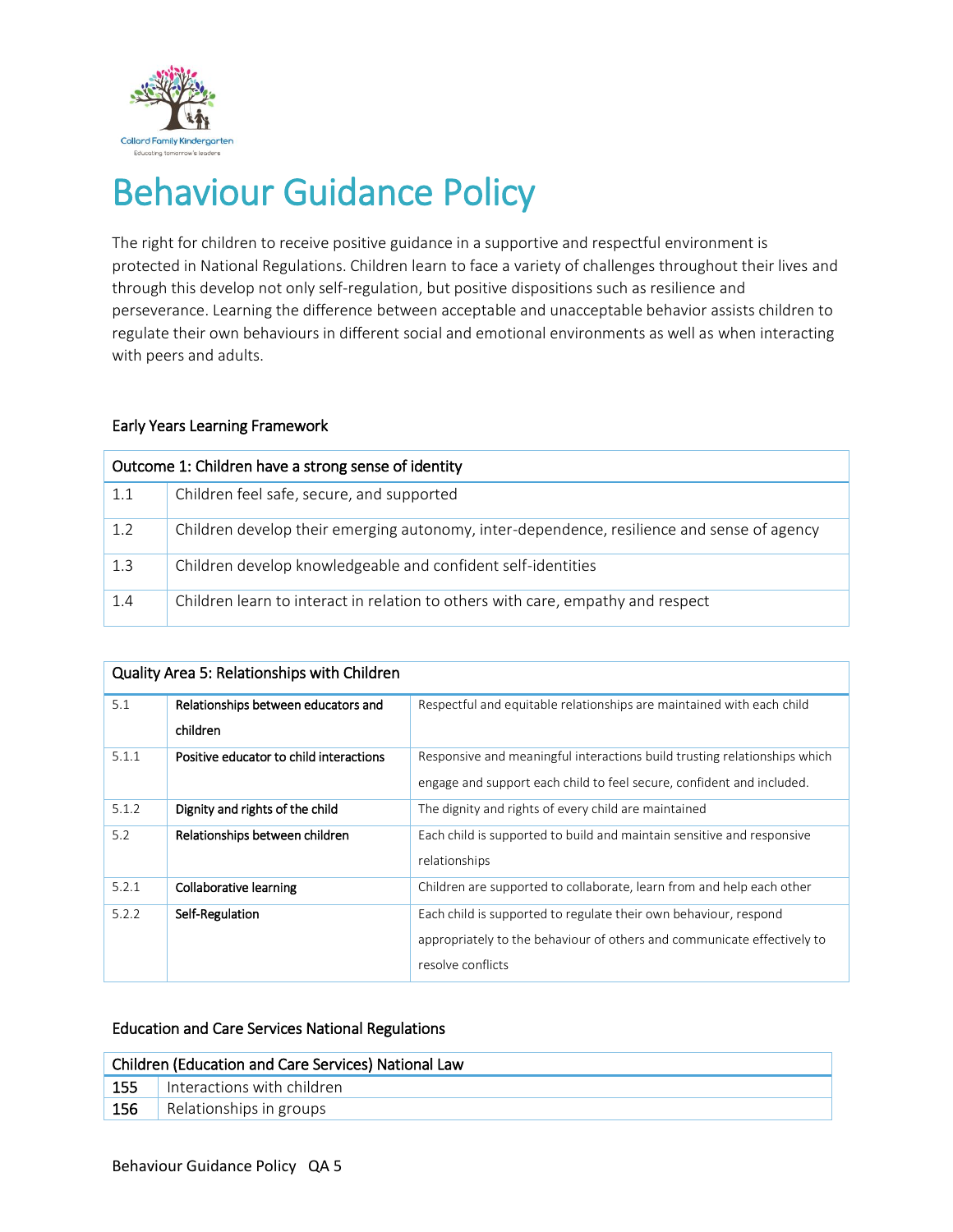# Behaviour Guidance Policy

The right for children to receive positive guidance in a supportive and respectful environment is protected in National Regulations. Children learn to face a variety of challenges throughout their lives and through this develop not only self-regulation, but positive dispositions such as resilience and perseverance. Learning the difference between acceptable and unacceptable behavior assists children to regulate their own behaviours in different social and emotional environments as well as when interacting with peers and adults.

## Early Years Learning Framework

| Outcome 1: Children have a strong sense of identity | |
|---|---|
| 1.1 | Children feel safe, secure, and supported |
| 1.2 | Children develop their emerging autonomy, inter-dependence, resilience and sense of agency |
| 1.3 | Children develop knowledgeable and confident self-identities |
| 1.4 | Children learn to interact in relation to others with care, empathy and respect |

| Quality Area 5: Relationships with Children | | |
|---|---|---|
| 5.1 | **Relationships between educators and children** | Respectful and equitable relationships are maintained with each child |
| 5.1.1 | **Positive educator to child interactions** | Responsive and meaningful interactions build trusting relationships which engage and support each child to feel secure, confident and included. |
| 5.1.2 | **Dignity and rights of the child** | The dignity and rights of every child are maintained |
| 5.2 | **Relationships between children** | Each child is supported to build and maintain sensitive and responsive relationships |
| 5.2.1 | **Collaborative learning** | Children are supported to collaborate, learn from and help each other |
| 5.2.2 | **Self-Regulation** | Each child is supported to regulate their own behaviour, respond appropriately to the behaviour of others and communicate effectively to resolve conflicts |

## Education and Care Services National Regulations

| Children (Education and Care Services) National Law | |
|---|---|
| **155** | Interactions with children |
| **156** | Relationships in groups |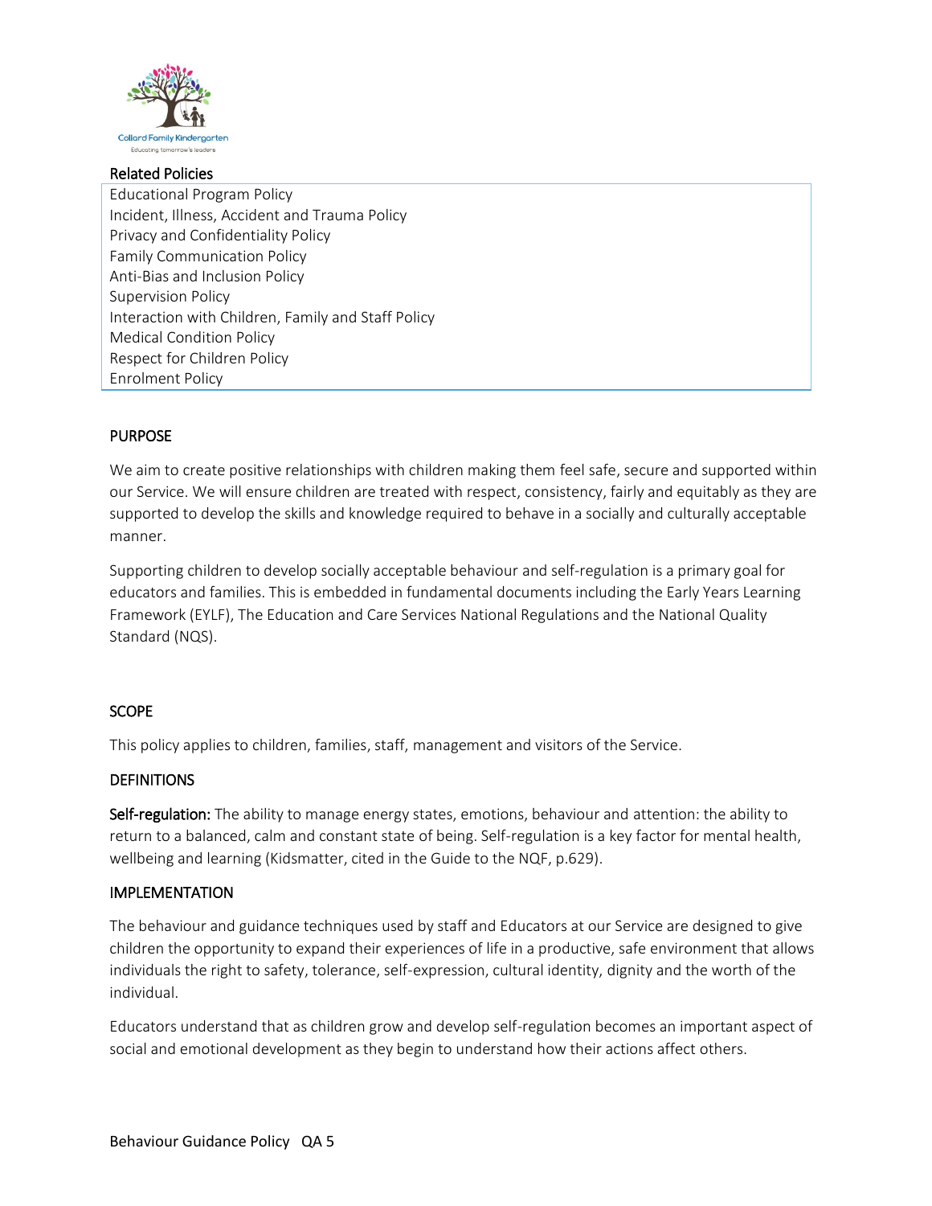## Related Policies

Educational Program Policy
Incident, Illness, Accident and Trauma Policy
Privacy and Confidentiality Policy
Family Communication Policy
Anti-Bias and Inclusion Policy
Supervision Policy
Interaction with Children, Family and Staff Policy
Medical Condition Policy
Respect for Children Policy
Enrolment Policy

## PURPOSE

We aim to create positive relationships with children making them feel safe, secure and supported within our Service. We will ensure children are treated with respect, consistency, fairly and equitably as they are supported to develop the skills and knowledge required to behave in a socially and culturally acceptable manner.

Supporting children to develop socially acceptable behaviour and self-regulation is a primary goal for educators and families. This is embedded in fundamental documents including the Early Years Learning Framework (EYLF), The Education and Care Services National Regulations and the National Quality Standard (NQS).

## SCOPE

This policy applies to children, families, staff, management and visitors of the Service.

## DEFINITIONS

**Self-regulation:** The ability to manage energy states, emotions, behaviour and attention: the ability to return to a balanced, calm and constant state of being. Self-regulation is a key factor for mental health, wellbeing and learning (Kidsmatter, cited in the Guide to the NQF, p.629).

## IMPLEMENTATION

The behaviour and guidance techniques used by staff and Educators at our Service are designed to give children the opportunity to expand their experiences of life in a productive, safe environment that allows individuals the right to safety, tolerance, self-expression, cultural identity, dignity and the worth of the individual.

Educators understand that as children grow and develop self-regulation becomes an important aspect of social and emotional development as they begin to understand how their actions affect others.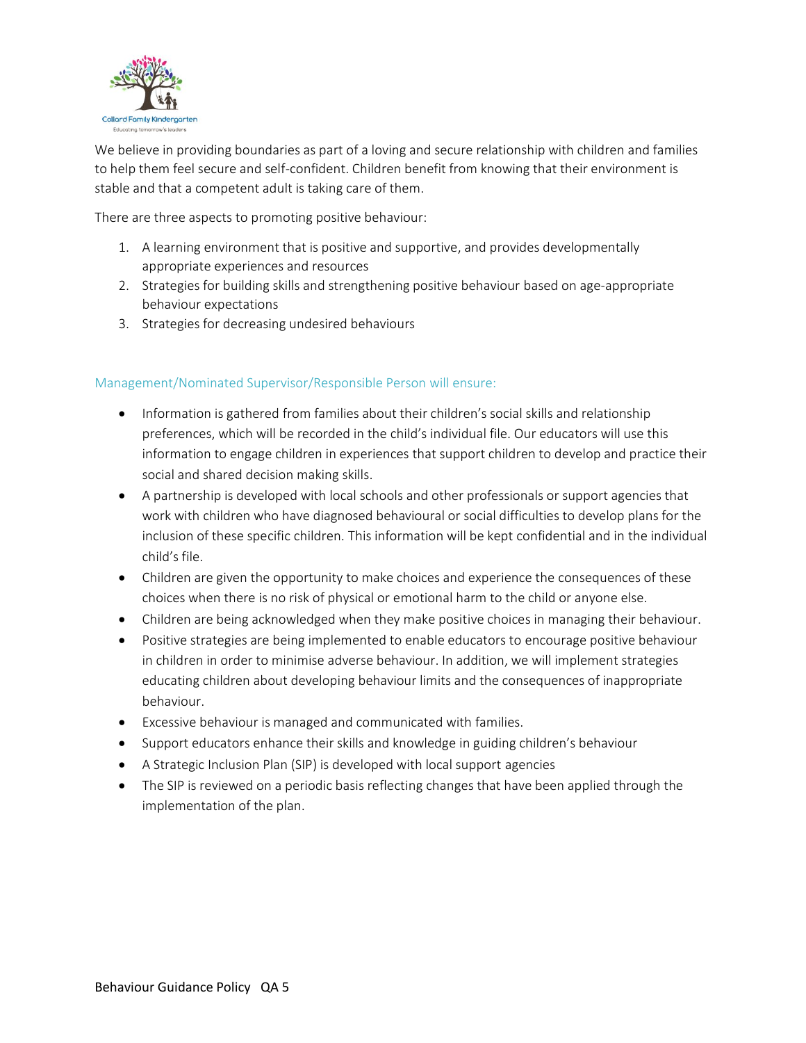We believe in providing boundaries as part of a loving and secure relationship with children and families to help them feel secure and self-confident. Children benefit from knowing that their environment is stable and that a competent adult is taking care of them.

There are three aspects to promoting positive behaviour:

1. A learning environment that is positive and supportive, and provides developmentally appropriate experiences and resources
2. Strategies for building skills and strengthening positive behaviour based on age-appropriate behaviour expectations
3. Strategies for decreasing undesired behaviours

### Management/Nominated Supervisor/Responsible Person will ensure:

- Information is gathered from families about their children's social skills and relationship preferences, which will be recorded in the child's individual file. Our educators will use this information to engage children in experiences that support children to develop and practice their social and shared decision making skills.
- A partnership is developed with local schools and other professionals or support agencies that work with children who have diagnosed behavioural or social difficulties to develop plans for the inclusion of these specific children. This information will be kept confidential and in the individual child's file.
- Children are given the opportunity to make choices and experience the consequences of these choices when there is no risk of physical or emotional harm to the child or anyone else.
- Children are being acknowledged when they make positive choices in managing their behaviour.
- Positive strategies are being implemented to enable educators to encourage positive behaviour in children in order to minimise adverse behaviour. In addition, we will implement strategies educating children about developing behaviour limits and the consequences of inappropriate behaviour.
- Excessive behaviour is managed and communicated with families.
- Support educators enhance their skills and knowledge in guiding children's behaviour
- A Strategic Inclusion Plan (SIP) is developed with local support agencies
- The SIP is reviewed on a periodic basis reflecting changes that have been applied through the implementation of the plan.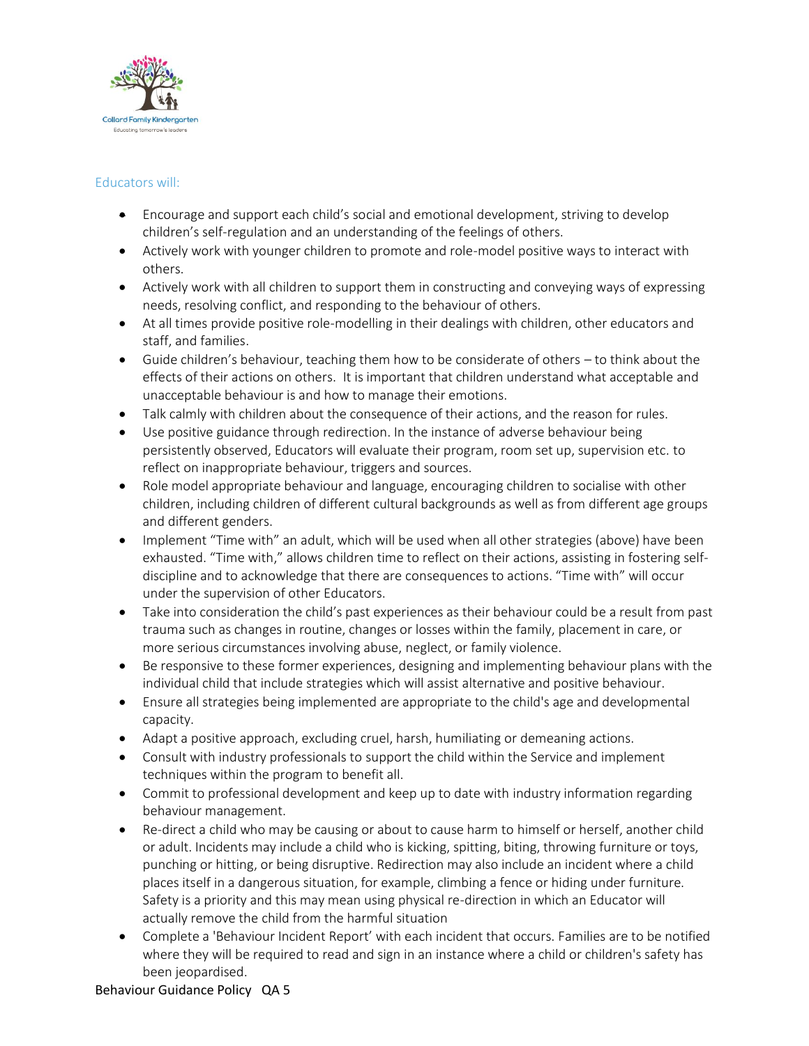## Educators will:

- Encourage and support each child's social and emotional development, striving to develop children's self-regulation and an understanding of the feelings of others.
- Actively work with younger children to promote and role-model positive ways to interact with others.
- Actively work with all children to support them in constructing and conveying ways of expressing needs, resolving conflict, and responding to the behaviour of others.
- At all times provide positive role-modelling in their dealings with children, other educators and staff, and families.
- Guide children's behaviour, teaching them how to be considerate of others – to think about the effects of their actions on others. It is important that children understand what acceptable and unacceptable behaviour is and how to manage their emotions.
- Talk calmly with children about the consequence of their actions, and the reason for rules.
- Use positive guidance through redirection. In the instance of adverse behaviour being persistently observed, Educators will evaluate their program, room set up, supervision etc. to reflect on inappropriate behaviour, triggers and sources.
- Role model appropriate behaviour and language, encouraging children to socialise with other children, including children of different cultural backgrounds as well as from different age groups and different genders.
- Implement "Time with" an adult, which will be used when all other strategies (above) have been exhausted. "Time with," allows children time to reflect on their actions, assisting in fostering self-discipline and to acknowledge that there are consequences to actions. "Time with" will occur under the supervision of other Educators.
- Take into consideration the child's past experiences as their behaviour could be a result from past trauma such as changes in routine, changes or losses within the family, placement in care, or more serious circumstances involving abuse, neglect, or family violence.
- Be responsive to these former experiences, designing and implementing behaviour plans with the individual child that include strategies which will assist alternative and positive behaviour.
- Ensure all strategies being implemented are appropriate to the child's age and developmental capacity.
- Adapt a positive approach, excluding cruel, harsh, humiliating or demeaning actions.
- Consult with industry professionals to support the child within the Service and implement techniques within the program to benefit all.
- Commit to professional development and keep up to date with industry information regarding behaviour management.
- Re-direct a child who may be causing or about to cause harm to himself or herself, another child or adult. Incidents may include a child who is kicking, spitting, biting, throwing furniture or toys, punching or hitting, or being disruptive. Redirection may also include an incident where a child places itself in a dangerous situation, for example, climbing a fence or hiding under furniture. Safety is a priority and this may mean using physical re-direction in which an Educator will actually remove the child from the harmful situation
- Complete a 'Behaviour Incident Report' with each incident that occurs. Families are to be notified where they will be required to read and sign in an instance where a child or children's safety has been jeopardised.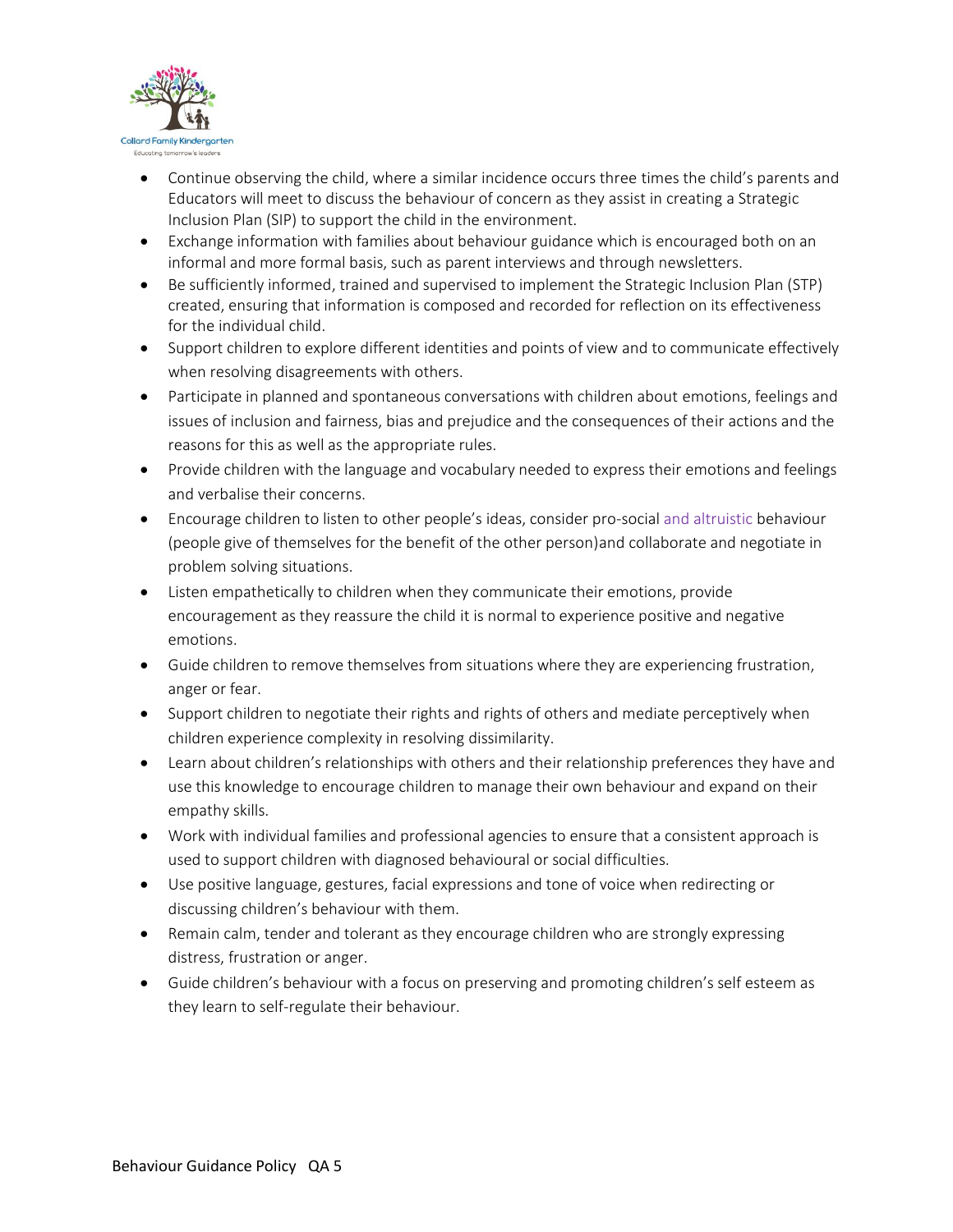- Continue observing the child, where a similar incidence occurs three times the child's parents and Educators will meet to discuss the behaviour of concern as they assist in creating a Strategic Inclusion Plan (SIP) to support the child in the environment.
- Exchange information with families about behaviour guidance which is encouraged both on an informal and more formal basis, such as parent interviews and through newsletters.
- Be sufficiently informed, trained and supervised to implement the Strategic Inclusion Plan (STP) created, ensuring that information is composed and recorded for reflection on its effectiveness for the individual child.
- Support children to explore different identities and points of view and to communicate effectively when resolving disagreements with others.
- Participate in planned and spontaneous conversations with children about emotions, feelings and issues of inclusion and fairness, bias and prejudice and the consequences of their actions and the reasons for this as well as the appropriate rules.
- Provide children with the language and vocabulary needed to express their emotions and feelings and verbalise their concerns.
- Encourage children to listen to other people's ideas, consider pro-social and altruistic behaviour (people give of themselves for the benefit of the other person)and collaborate and negotiate in problem solving situations.
- Listen empathetically to children when they communicate their emotions, provide encouragement as they reassure the child it is normal to experience positive and negative emotions.
- Guide children to remove themselves from situations where they are experiencing frustration, anger or fear.
- Support children to negotiate their rights and rights of others and mediate perceptively when children experience complexity in resolving dissimilarity.
- Learn about children's relationships with others and their relationship preferences they have and use this knowledge to encourage children to manage their own behaviour and expand on their empathy skills.
- Work with individual families and professional agencies to ensure that a consistent approach is used to support children with diagnosed behavioural or social difficulties.
- Use positive language, gestures, facial expressions and tone of voice when redirecting or discussing children's behaviour with them.
- Remain calm, tender and tolerant as they encourage children who are strongly expressing distress, frustration or anger.
- Guide children's behaviour with a focus on preserving and promoting children's self esteem as they learn to self-regulate their behaviour.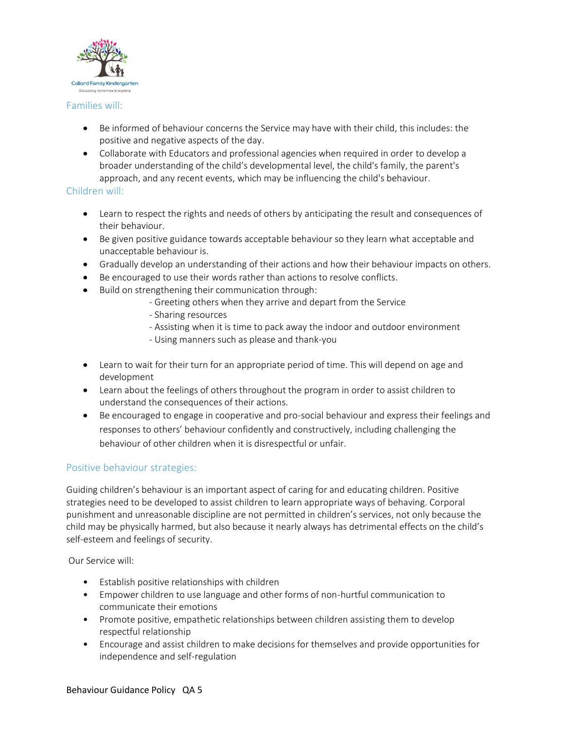## Families will:

- Be informed of behaviour concerns the Service may have with their child, this includes: the positive and negative aspects of the day.
- Collaborate with Educators and professional agencies when required in order to develop a broader understanding of the child's developmental level, the child's family, the parent's approach, and any recent events, which may be influencing the child's behaviour.

## Children will:

- Learn to respect the rights and needs of others by anticipating the result and consequences of their behaviour.
- Be given positive guidance towards acceptable behaviour so they learn what acceptable and unacceptable behaviour is.
- Gradually develop an understanding of their actions and how their behaviour impacts on others.
- Be encouraged to use their words rather than actions to resolve conflicts.
- Build on strengthening their communication through:
  - Greeting others when they arrive and depart from the Service
  - Sharing resources
  - Assisting when it is time to pack away the indoor and outdoor environment
  - Using manners such as please and thank-you
- Learn to wait for their turn for an appropriate period of time. This will depend on age and development
- Learn about the feelings of others throughout the program in order to assist children to understand the consequences of their actions.
- Be encouraged to engage in cooperative and pro-social behaviour and express their feelings and responses to others' behaviour confidently and constructively, including challenging the behaviour of other children when it is disrespectful or unfair.

## Positive behaviour strategies:

Guiding children's behaviour is an important aspect of caring for and educating children. Positive strategies need to be developed to assist children to learn appropriate ways of behaving. Corporal punishment and unreasonable discipline are not permitted in children's services, not only because the child may be physically harmed, but also because it nearly always has detrimental effects on the child's self-esteem and feelings of security.

Our Service will:

- Establish positive relationships with children
- Empower children to use language and other forms of non-hurtful communication to communicate their emotions
- Promote positive, empathetic relationships between children assisting them to develop respectful relationship
- Encourage and assist children to make decisions for themselves and provide opportunities for independence and self-regulation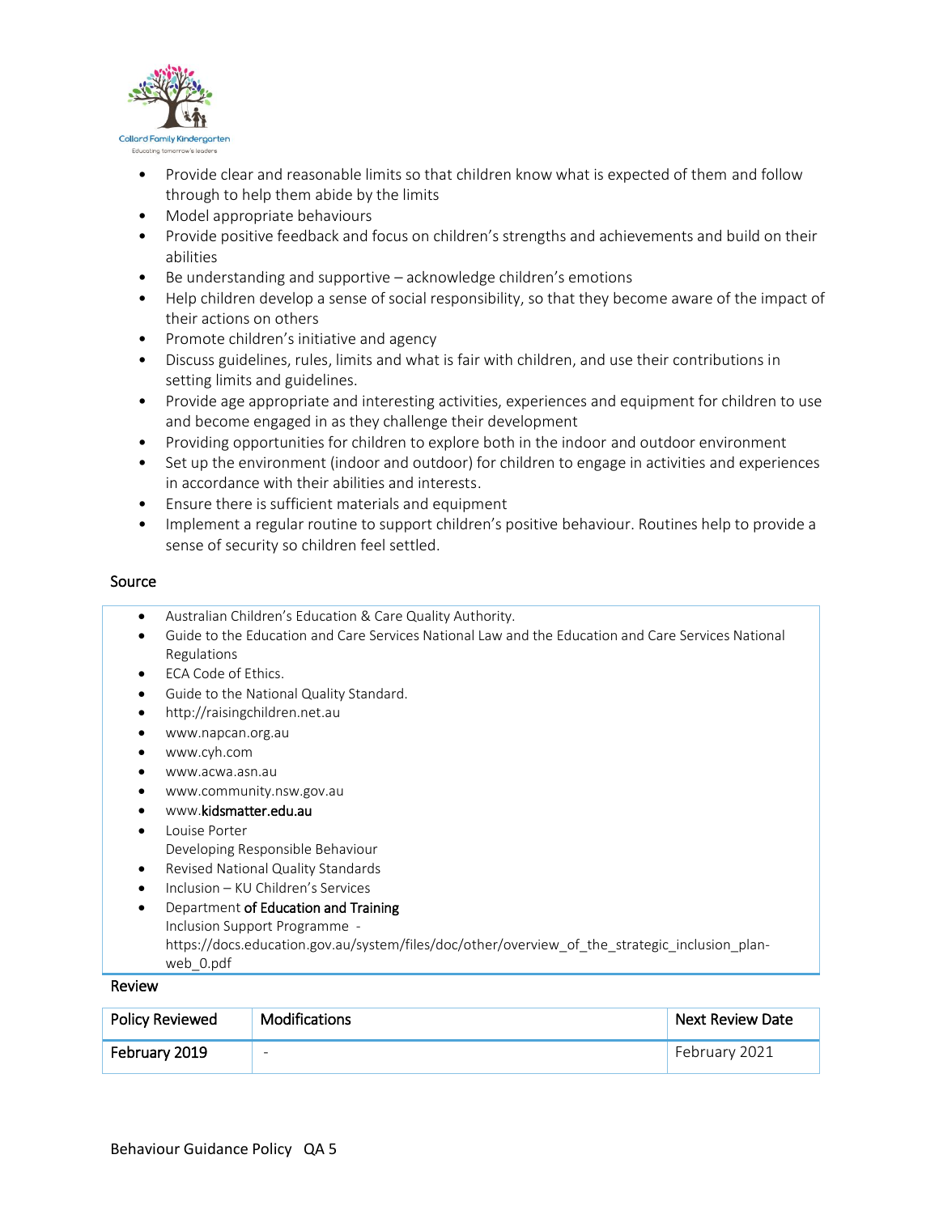- Provide clear and reasonable limits so that children know what is expected of them and follow through to help them abide by the limits
- Model appropriate behaviours
- Provide positive feedback and focus on children's strengths and achievements and build on their abilities
- Be understanding and supportive – acknowledge children's emotions
- Help children develop a sense of social responsibility, so that they become aware of the impact of their actions on others
- Promote children's initiative and agency
- Discuss guidelines, rules, limits and what is fair with children, and use their contributions in setting limits and guidelines.
- Provide age appropriate and interesting activities, experiences and equipment for children to use and become engaged in as they challenge their development
- Providing opportunities for children to explore both in the indoor and outdoor environment
- Set up the environment (indoor and outdoor) for children to engage in activities and experiences in accordance with their abilities and interests.
- Ensure there is sufficient materials and equipment
- Implement a regular routine to support children's positive behaviour. Routines help to provide a sense of security so children feel settled.

## Source

- Australian Children's Education & Care Quality Authority.
- Guide to the Education and Care Services National Law and the Education and Care Services National Regulations
- ECA Code of Ethics.
- Guide to the National Quality Standard.
- http://raisingchildren.net.au
- www.napcan.org.au
- www.cyh.com
- www.acwa.asn.au
- www.community.nsw.gov.au
- www.kidsmatter.edu.au
- Louise Porter
  Developing Responsible Behaviour
- Revised National Quality Standards
- Inclusion – KU Children's Services
- Department of Education and Training
  Inclusion Support Programme - https://docs.education.gov.au/system/files/doc/other/overview_of_the_strategic_inclusion_plan-web_0.pdf

## Review

| Policy Reviewed | Modifications | Next Review Date |
|---|---|---|
| February 2019 | - | February 2021 |